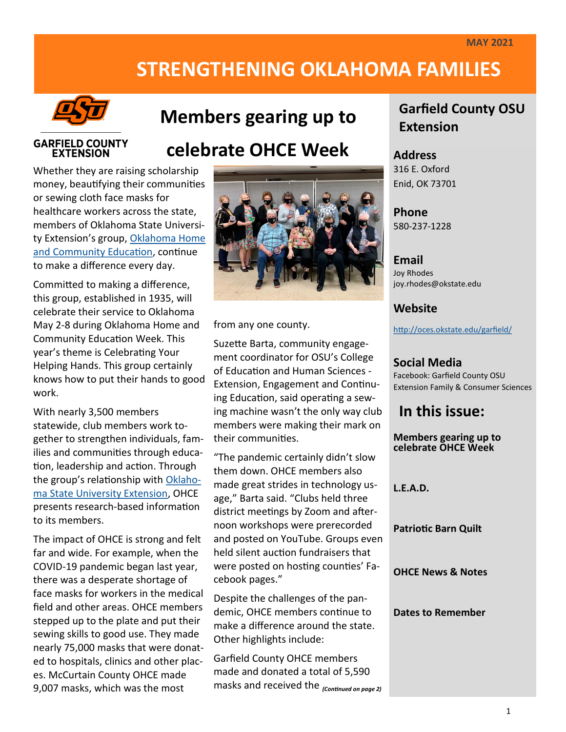MAY 2021

# STRENGTHENING OKLAHOMA FAMILIES

GARFIELD COUNTY EXTENSION

## Members gearing up to celebrate OHCE Week

Whether they are raising scholarship money, beautifying their communities or sewing cloth face masks for healthcare workers across the state, members of Oklahoma State University Extension's group, Oklahoma Home and Community Education, continue to make a difference every day.

Committed to making a difference, this group, established in 1935, will celebrate their service to Oklahoma May 2-8 during Oklahoma Home and Community Education Week. This year's theme is Celebrating Your Helping Hands. This group certainly knows how to put their hands to good work.

With nearly 3,500 members statewide, club members work together to strengthen individuals, families and communities through education, leadership and action. Through the group's relationship with Oklahoma State University Extension, OHCE presents research-based information to its members.

The impact of OHCE is strong and felt far and wide. For example, when the COVID-19 pandemic began last year, there was a desperate shortage of face masks for workers in the medical field and other areas. OHCE members stepped up to the plate and put their sewing skills to good use. They made nearly 75,000 masks that were donated to hospitals, clinics and other places. McCurtain County OHCE made 9,007 masks, which was the most from any one county.

Suzette Barta, community engagement coordinator for OSU's College of Education and Human Sciences - Extension, Engagement and Continuing Education, said operating a sewing machine wasn't the only way club members were making their mark on their communities.

"The pandemic certainly didn't slow them down. OHCE members also made great strides in technology usage," Barta said. "Clubs held three district meetings by Zoom and afternoon workshops were prerecorded and posted on YouTube. Groups even held silent auction fundraisers that were posted on hosting counties' Facebook pages."

Despite the challenges of the pandemic, OHCE members continue to make a difference around the state. Other highlights include:

Garfield County OHCE members made and donated a total of 5,590 masks and received the *(Continued on page 2)*

## Garfield County OSU Extension

**Address**
316 E. Oxford
Enid, OK 73701

**Phone**
580-237-1228

**Email**
Joy Rhodes
joy.rhodes@okstate.edu

**Website**
http://oces.okstate.edu/garfield/

**Social Media**
Facebook: Garfield County OSU Extension Family & Consumer Sciences

## In this issue:

- **Members gearing up to celebrate OHCE Week**
- **L.E.A.D.**
- **Patriotic Barn Quilt**
- **OHCE News & Notes**
- **Dates to Remember**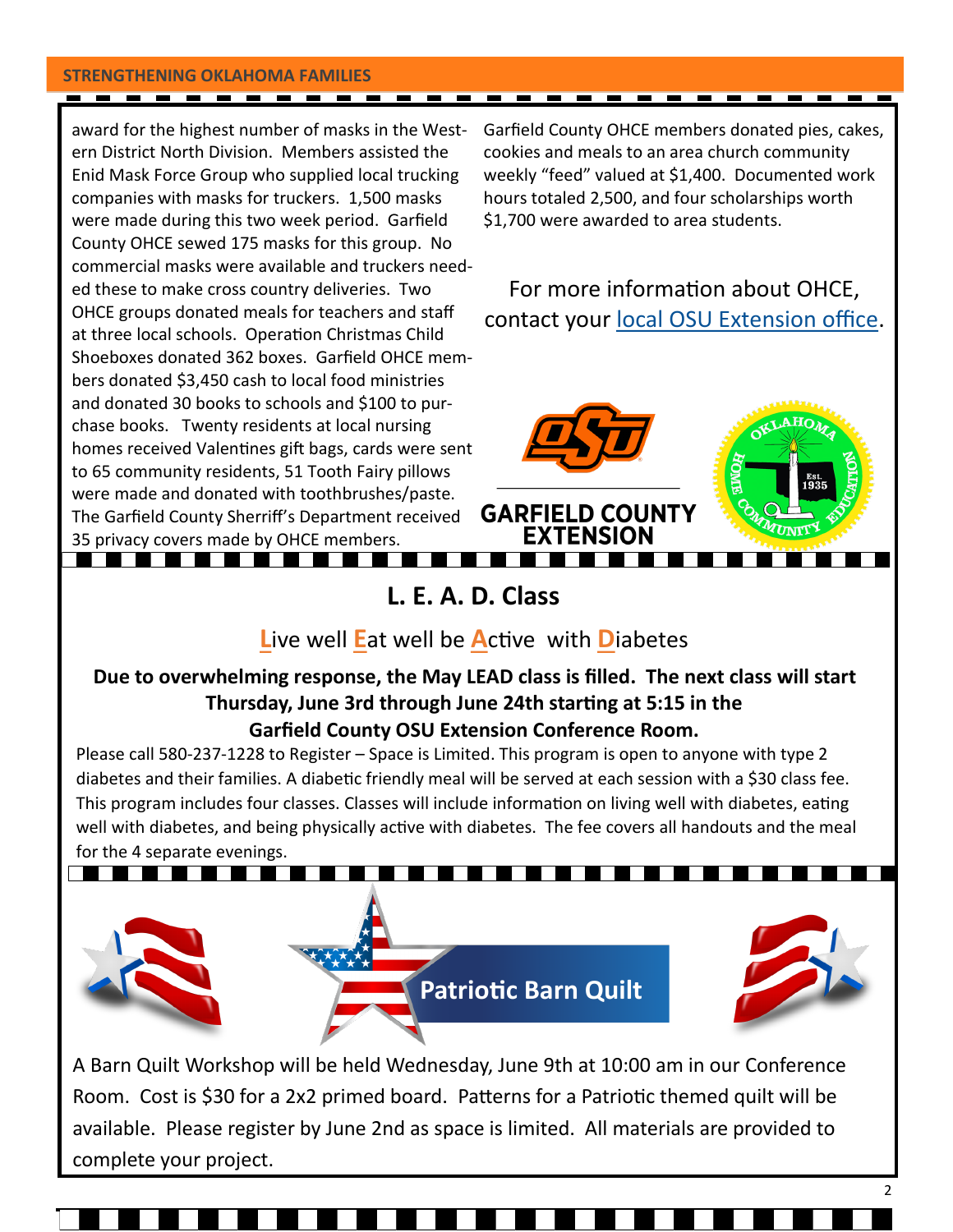award for the highest number of masks in the Western District North Division. Members assisted the Enid Mask Force Group who supplied local trucking companies with masks for truckers. 1,500 masks were made during this two week period. Garfield County OHCE sewed 175 masks for this group. No commercial masks were available and truckers needed these to make cross country deliveries. Two OHCE groups donated meals for teachers and staff at three local schools. Operation Christmas Child Shoeboxes donated 362 boxes. Garfield OHCE members donated $3,450 cash to local food ministries and donated 30 books to schools and $100 to purchase books. Twenty residents at local nursing homes received Valentines gift bags, cards were sent to 65 community residents, 51 Tooth Fairy pillows were made and donated with toothbrushes/paste. The Garfield County Sherriff's Department received 35 privacy covers made by OHCE members. Garfield County OHCE members donated pies, cakes, cookies and meals to an area church community weekly "feed" valued at $1,400. Documented work hours totaled 2,500, and four scholarships worth $1,700 were awarded to area students.

For more information about OHCE, contact your local OSU Extension office.

GARFIELD COUNTY EXTENSION

## L. E. A. D. Class

**L**ive well **E**at well be **A**ctive with **D**iabetes

**Due to overwhelming response, the May LEAD class is filled. The next class will start Thursday, June 3rd through June 24th starting at 5:15 in the Garfield County OSU Extension Conference Room.**

Please call 580-237-1228 to Register – Space is Limited. This program is open to anyone with type 2 diabetes and their families. A diabetic friendly meal will be served at each session with a $30 class fee. This program includes four classes. Classes will include information on living well with diabetes, eating well with diabetes, and being physically active with diabetes. The fee covers all handouts and the meal for the 4 separate evenings.

## Patriotic Barn Quilt

A Barn Quilt Workshop will be held Wednesday, June 9th at 10:00 am in our Conference Room. Cost is $30 for a 2x2 primed board. Patterns for a Patriotic themed quilt will be available. Please register by June 2nd as space is limited. All materials are provided to complete your project.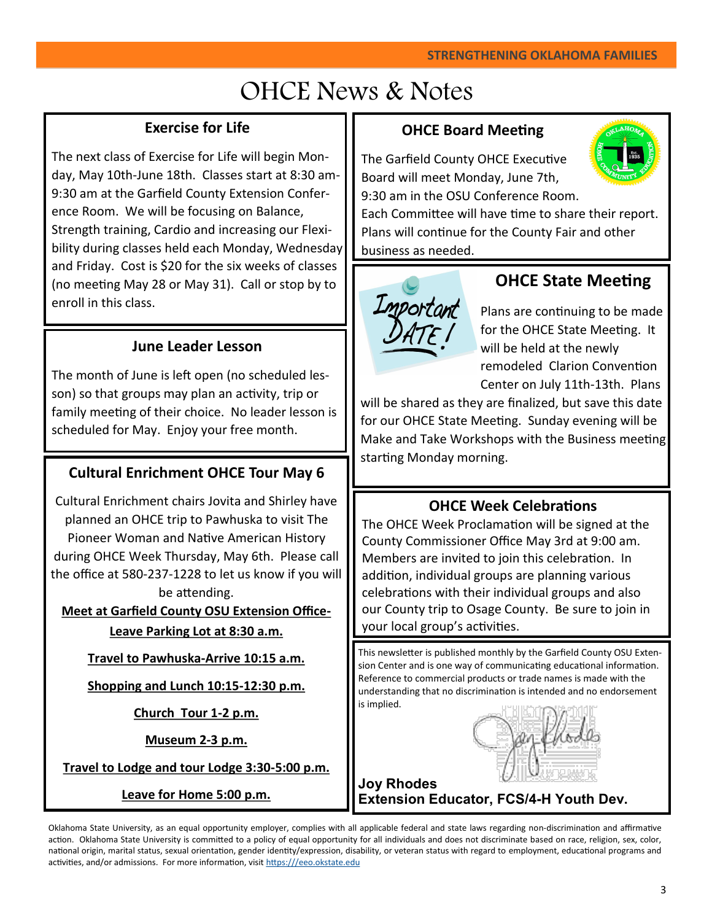# OHCE News & Notes

## Exercise for Life

The next class of Exercise for Life will begin Monday, May 10th-June 18th. Classes start at 8:30 am-9:30 am at the Garfield County Extension Conference Room. We will be focusing on Balance, Strength training, Cardio and increasing our Flexibility during classes held each Monday, Wednesday and Friday. Cost is $20 for the six weeks of classes (no meeting May 28 or May 31). Call or stop by to enroll in this class.

## June Leader Lesson

The month of June is left open (no scheduled lesson) so that groups may plan an activity, trip or family meeting of their choice. No leader lesson is scheduled for May. Enjoy your free month.

## Cultural Enrichment OHCE Tour May 6

Cultural Enrichment chairs Jovita and Shirley have planned an OHCE trip to Pawhuska to visit The Pioneer Woman and Native American History during OHCE Week Thursday, May 6th. Please call the office at 580-237-1228 to let us know if you will be attending.

**Meet at Garfield County OSU Extension Office- Leave Parking Lot at 8:30 a.m.**

**Travel to Pawhuska-Arrive 10:15 a.m.**

**Shopping and Lunch 10:15-12:30 p.m.**

**Church Tour 1-2 p.m.**

**Museum 2-3 p.m.**

**Travel to Lodge and tour Lodge 3:30-5:00 p.m.**

**Leave for Home 5:00 p.m.**

## OHCE Board Meeting

The Garfield County OHCE Executive Board will meet Monday, June 7th, 9:30 am in the OSU Conference Room. Each Committee will have time to share their report. Plans will continue for the County Fair and other business as needed.

## OHCE State Meeting

Important DATE!

Plans are continuing to be made for the OHCE State Meeting. It will be held at the newly remodeled Clarion Convention Center on July 11th-13th. Plans will be shared as they are finalized, but save this date for our OHCE State Meeting. Sunday evening will be Make and Take Workshops with the Business meeting starting Monday morning.

## OHCE Week Celebrations

The OHCE Week Proclamation will be signed at the County Commissioner Office May 3rd at 9:00 am. Members are invited to join this celebration. In addition, individual groups are planning various celebrations with their individual groups and also our County trip to Osage County. Be sure to join in your local group's activities.

This newsletter is published monthly by the Garfield County OSU Extension Center and is one way of communicating educational information. Reference to commercial products or trade names is made with the understanding that no discrimination is intended and no endorsement is implied.

**Joy Rhodes**
**Extension Educator, FCS/4-H Youth Dev.**

Oklahoma State University, as an equal opportunity employer, complies with all applicable federal and state laws regarding non-discrimination and affirmative action. Oklahoma State University is committed to a policy of equal opportunity for all individuals and does not discriminate based on race, religion, sex, color, national origin, marital status, sexual orientation, gender identity/expression, disability, or veteran status with regard to employment, educational programs and activities, and/or admissions. For more information, visit https:///eeo.okstate.edu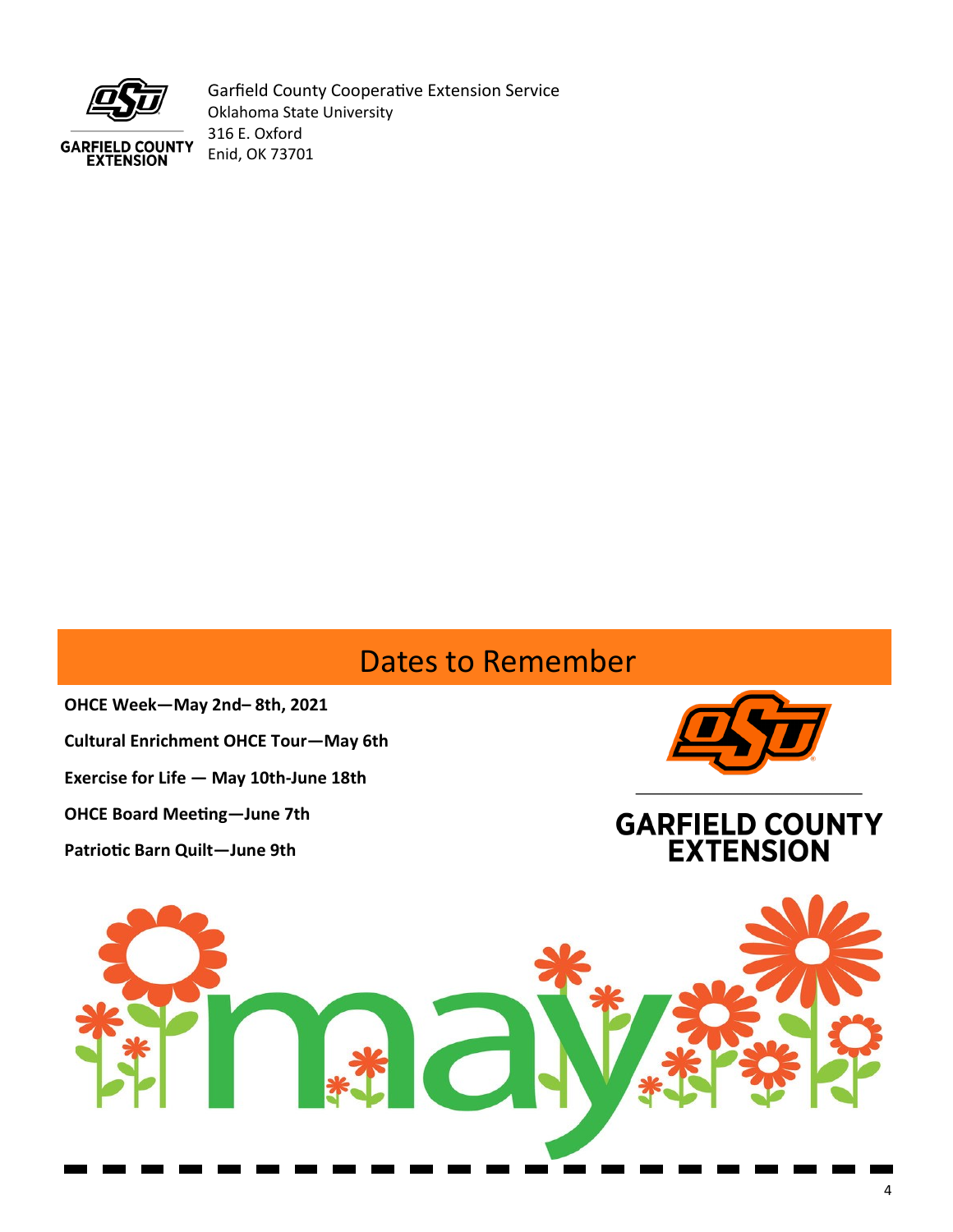GARFIELD COUNTY EXTENSION

Garfield County Cooperative Extension Service
Oklahoma State University
316 E. Oxford
Enid, OK 73701

## Dates to Remember

**OHCE Week—May 2nd– 8th, 2021**

**Cultural Enrichment OHCE Tour—May 6th**

**Exercise for Life — May 10th-June 18th**

**OHCE Board Meeting—June 7th**

**Patriotic Barn Quilt—June 9th**

GARFIELD COUNTY EXTENSION

may